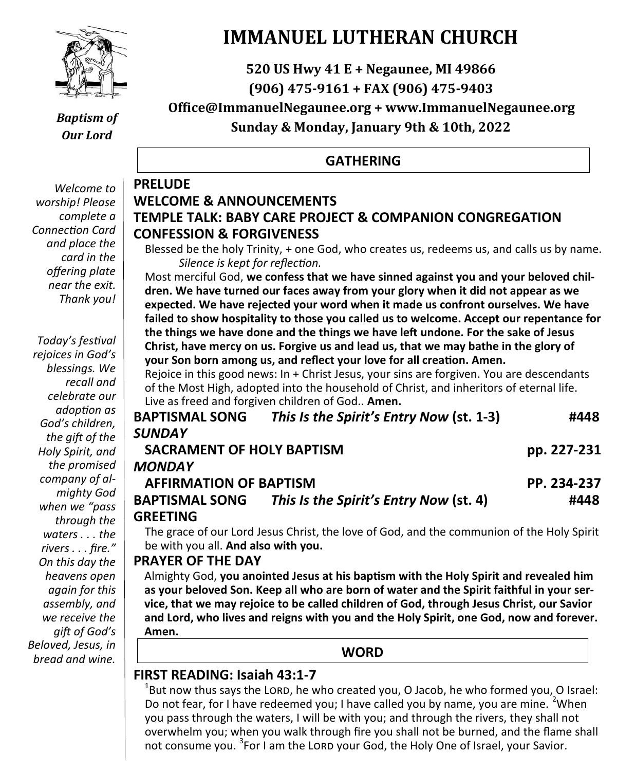# IMMANUEL LUTHERAN CHURCH

**520 US Hwy 41 E + Negaunee, MI 49866**
**(906) 475-9161 + FAX (906) 475-9403**
**Office@ImmanuelNegaunee.org + www.ImmanuelNegaunee.org**
**Sunday & Monday, January 9th & 10th, 2022**

***Baptism of Our Lord***

*Welcome to worship! Please complete a Connection Card and place the card in the offering plate near the exit. Thank you!*

*Today's festival rejoices in God's blessings. We recall and celebrate our adoption as God's children, the gift of the Holy Spirit, and the promised company of almighty God when we "pass through the waters . . . the rivers . . . fire." On this day the heavens open again for this assembly, and we receive the gift of God's Beloved, Jesus, in bread and wine.*

## GATHERING

**PRELUDE**

**WELCOME & ANNOUNCEMENTS**

**TEMPLE TALK: BABY CARE PROJECT & COMPANION CONGREGATION**

**CONFESSION & FORGIVENESS**

Blessed be the holy Trinity, + one God, who creates us, redeems us, and calls us by name.

*Silence is kept for reflection.*

Most merciful God, **we confess that we have sinned against you and your beloved children. We have turned our faces away from your glory when it did not appear as we expected. We have rejected your word when it made us confront ourselves. We have failed to show hospitality to those you called us to welcome. Accept our repentance for the things we have done and the things we have left undone. For the sake of Jesus Christ, have mercy on us. Forgive us and lead us, that we may bathe in the glory of your Son born among us, and reflect your love for all creation. Amen.**

Rejoice in this good news: In + Christ Jesus, your sins are forgiven. You are descendants of the Most High, adopted into the household of Christ, and inheritors of eternal life. Live as freed and forgiven children of God.. **Amen.**

**BAPTISMAL SONG** ***This Is the Spirit's Entry Now* (st. 1-3)** **#448**

***SUNDAY***

**SACRAMENT OF HOLY BAPTISM** **pp. 227-231**

***MONDAY***

**AFFIRMATION OF BAPTISM** **PP. 234-237**

**BAPTISMAL SONG** ***This Is the Spirit's Entry Now* (st. 4)** **#448**

**GREETING**

The grace of our Lord Jesus Christ, the love of God, and the communion of the Holy Spirit be with you all. **And also with you.**

**PRAYER OF THE DAY**

Almighty God, **you anointed Jesus at his baptism with the Holy Spirit and revealed him as your beloved Son. Keep all who are born of water and the Spirit faithful in your service, that we may rejoice to be called children of God, through Jesus Christ, our Savior and Lord, who lives and reigns with you and the Holy Spirit, one God, now and forever. Amen.**

## WORD

**FIRST READING: Isaiah 43:1-7**

[1]But now thus says the LORD, he who created you, O Jacob, he who formed you, O Israel: Do not fear, for I have redeemed you; I have called you by name, you are mine. [2]When you pass through the waters, I will be with you; and through the rivers, they shall not overwhelm you; when you walk through fire you shall not be burned, and the flame shall not consume you. [3]For I am the LORD your God, the Holy One of Israel, your Savior.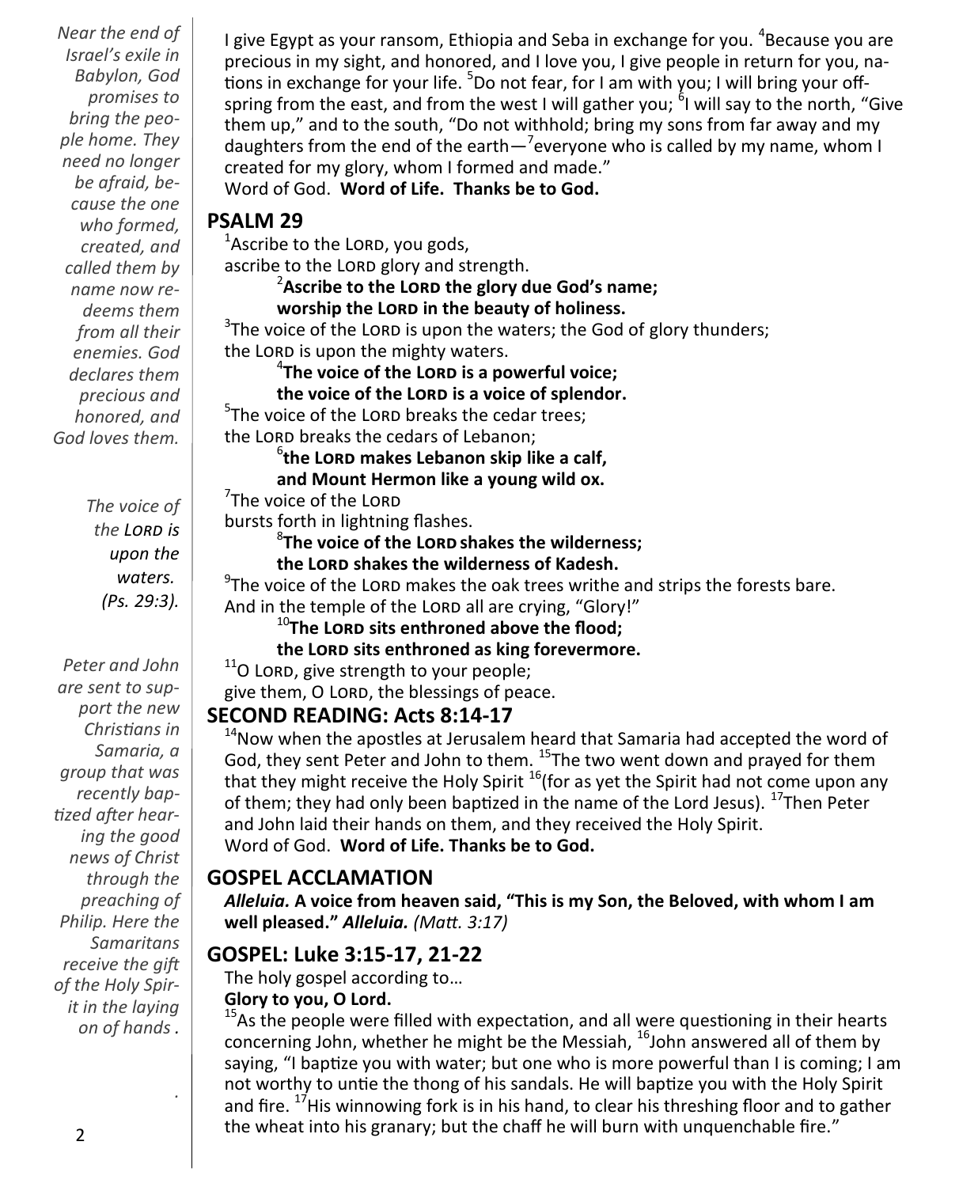*Near the end of Israel's exile in Babylon, God promises to bring the people home. They need no longer be afraid, because the one who formed, created, and called them by name now redeems them from all their enemies. God declares them precious and honored, and God loves them.*

I give Egypt as your ransom, Ethiopia and Seba in exchange for you. [4]Because you are precious in my sight, and honored, and I love you, I give people in return for you, nations in exchange for your life. [5]Do not fear, for I am with you; I will bring your offspring from the east, and from the west I will gather you; [6]I will say to the north, "Give them up," and to the south, "Do not withhold; bring my sons from far away and my daughters from the end of the earth—[7]everyone who is called by my name, whom I created for my glory, whom I formed and made."
Word of God. **Word of Life. Thanks be to God.**

## PSALM 29

*The voice of the LORD is upon the waters. (Ps. 29:3).*

[1]Ascribe to the LORD, you gods,
ascribe to the LORD glory and strength.
**[2]Ascribe to the LORD the glory due God's name;**
**worship the LORD in the beauty of holiness.**
[3]The voice of the LORD is upon the waters; the God of glory thunders;
the LORD is upon the mighty waters.
**[4]The voice of the LORD is a powerful voice;**
**the voice of the LORD is a voice of splendor.**
[5]The voice of the LORD breaks the cedar trees;
the LORD breaks the cedars of Lebanon;
**[6]the LORD makes Lebanon skip like a calf,**
**and Mount Hermon like a young wild ox.**
[7]The voice of the LORD
bursts forth in lightning flashes.
**[8]The voice of the LORD shakes the wilderness;**
**the LORD shakes the wilderness of Kadesh.**
[9]The voice of the LORD makes the oak trees writhe and strips the forests bare.
And in the temple of the LORD all are crying, "Glory!"
**[10]The LORD sits enthroned above the flood;**
**the LORD sits enthroned as king forevermore.**
[11]O LORD, give strength to your people;
give them, O LORD, the blessings of peace.

## SECOND READING: Acts 8:14-17

*Peter and John are sent to support the new Christians in Samaria, a group that was recently baptized after hearing the good news of Christ through the preaching of Philip. Here the Samaritans receive the gift of the Holy Spirit in the laying on of hands .*

[14]Now when the apostles at Jerusalem heard that Samaria had accepted the word of God, they sent Peter and John to them. [15]The two went down and prayed for them that they might receive the Holy Spirit [16](for as yet the Spirit had not come upon any of them; they had only been baptized in the name of the Lord Jesus). [17]Then Peter and John laid their hands on them, and they received the Holy Spirit.
Word of God. **Word of Life. Thanks be to God.**

## GOSPEL ACCLAMATION

***Alleluia.*** **A voice from heaven said, "This is my Son, the Beloved, with whom I am well pleased."** ***Alleluia.*** *(Matt. 3:17)*

## GOSPEL: Luke 3:15-17, 21-22

The holy gospel according to…
**Glory to you, O Lord.**

[15]As the people were filled with expectation, and all were questioning in their hearts concerning John, whether he might be the Messiah, [16]John answered all of them by saying, "I baptize you with water; but one who is more powerful than I is coming; I am not worthy to untie the thong of his sandals. He will baptize you with the Holy Spirit and fire. [17]His winnowing fork is in his hand, to clear his threshing floor and to gather the wheat into his granary; but the chaff he will burn with unquenchable fire."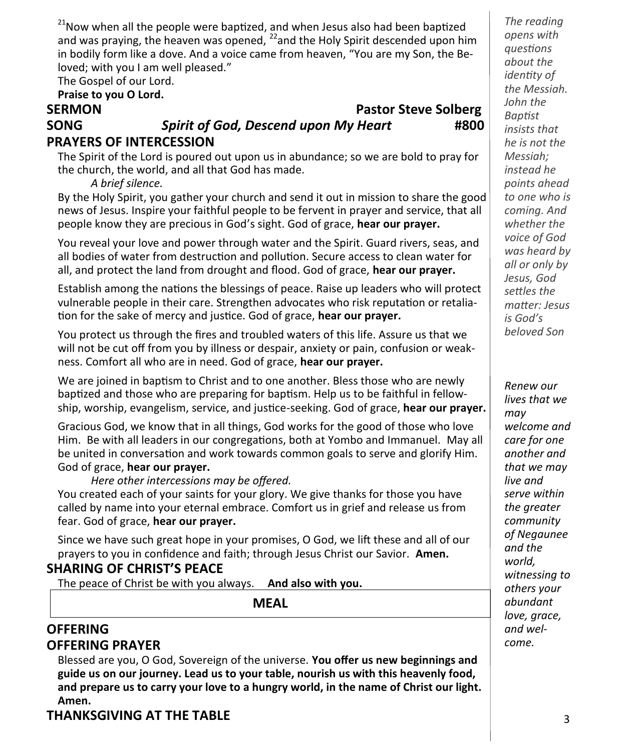[21]Now when all the people were baptized, and when Jesus also had been baptized and was praying, the heaven was opened, [22]and the Holy Spirit descended upon him in bodily form like a dove. And a voice came from heaven, "You are my Son, the Beloved; with you I am well pleased."

The Gospel of our Lord.

**Praise to you O Lord.**

## SERMON — Pastor Steve Solberg

## SONG — *Spirit of God, Descend upon My Heart* #800

## PRAYERS OF INTERCESSION

The Spirit of the Lord is poured out upon us in abundance; so we are bold to pray for the church, the world, and all that God has made.

*A brief silence.*

By the Holy Spirit, you gather your church and send it out in mission to share the good news of Jesus. Inspire your faithful people to be fervent in prayer and service, that all people know they are precious in God's sight. God of grace, **hear our prayer.**

You reveal your love and power through water and the Spirit. Guard rivers, seas, and all bodies of water from destruction and pollution. Secure access to clean water for all, and protect the land from drought and flood. God of grace, **hear our prayer.**

Establish among the nations the blessings of peace. Raise up leaders who will protect vulnerable people in their care. Strengthen advocates who risk reputation or retaliation for the sake of mercy and justice. God of grace, **hear our prayer.**

You protect us through the fires and troubled waters of this life. Assure us that we will not be cut off from you by illness or despair, anxiety or pain, confusion or weakness. Comfort all who are in need. God of grace, **hear our prayer.**

We are joined in baptism to Christ and to one another. Bless those who are newly baptized and those who are preparing for baptism. Help us to be faithful in fellowship, worship, evangelism, service, and justice-seeking. God of grace, **hear our prayer.**

Gracious God, we know that in all things, God works for the good of those who love Him. Be with all leaders in our congregations, both at Yombo and Immanuel. May all be united in conversation and work towards common goals to serve and glorify Him. God of grace, **hear our prayer.**

*Here other intercessions may be offered.*

You created each of your saints for your glory. We give thanks for those you have called by name into your eternal embrace. Comfort us in grief and release us from fear. God of grace, **hear our prayer.**

Since we have such great hope in your promises, O God, we lift these and all of our prayers to you in confidence and faith; through Jesus Christ our Savior. **Amen.**

## SHARING OF CHRIST'S PEACE

The peace of Christ be with you always. **And also with you.**

## MEAL

## OFFERING

## OFFERING PRAYER

Blessed are you, O God, Sovereign of the universe. **You offer us new beginnings and guide us on our journey. Lead us to your table, nourish us with this heavenly food, and prepare us to carry your love to a hungry world, in the name of Christ our light. Amen.**

## THANKSGIVING AT THE TABLE

*The reading opens with questions about the identity of the Messiah. John the Baptist insists that he is not the Messiah; instead he points ahead to one who is coming. And whether the voice of God was heard by all or only by Jesus, God settles the matter: Jesus is God's beloved Son*

*Renew our lives that we may welcome and care for one another and that we may live and serve within the greater community of Negaunee and the world, witnessing to others your abundant love, grace, and welcome.*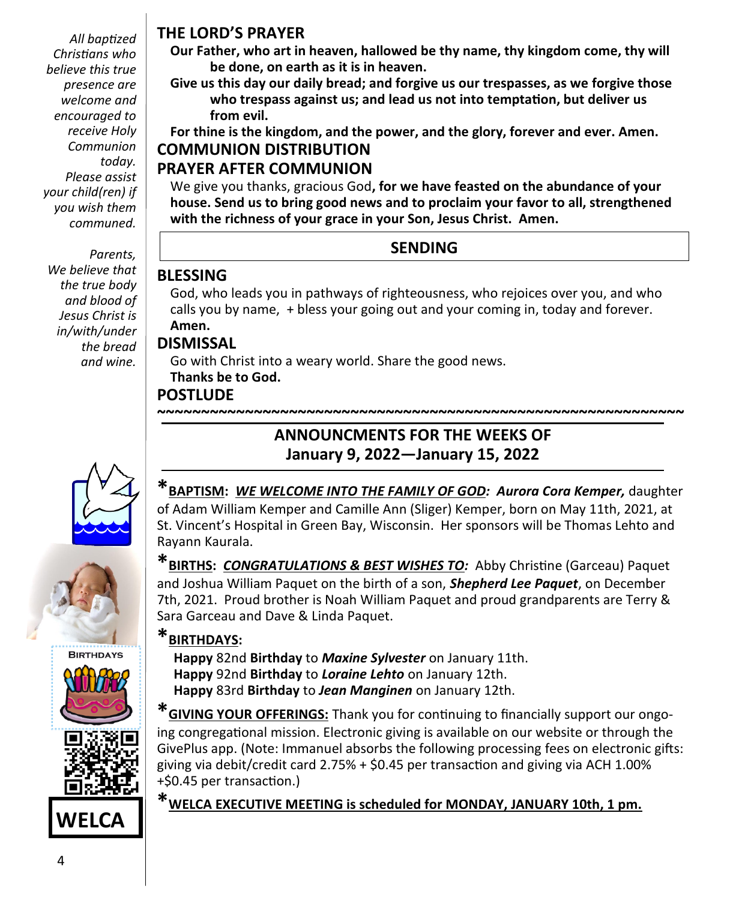*All baptized Christians who believe this true presence are welcome and encouraged to receive Holy Communion today. Please assist your child(ren) if you wish them communed.*

*Parents, We believe that the true body and blood of Jesus Christ is in/with/under the bread and wine.*

## THE LORD'S PRAYER

**Our Father, who art in heaven, hallowed be thy name, thy kingdom come, thy will be done, on earth as it is in heaven.**

**Give us this day our daily bread; and forgive us our trespasses, as we forgive those who trespass against us; and lead us not into temptation, but deliver us from evil.**

**For thine is the kingdom, and the power, and the glory, forever and ever. Amen.**

## COMMUNION DISTRIBUTION

## PRAYER AFTER COMMUNION

We give you thanks, gracious God**, for we have feasted on the abundance of your house. Send us to bring good news and to proclaim your favor to all, strengthened with the richness of your grace in your Son, Jesus Christ. Amen.**

# SENDING

## BLESSING

God, who leads you in pathways of righteousness, who rejoices over you, and who calls you by name, + bless your going out and your coming in, today and forever.
**Amen.**

## DISMISSAL

Go with Christ into a weary world. Share the good news.
**Thanks be to God.**

## POSTLUDE

~~~~~~~~~~~~~~~~~~~~~~~~~~~~~~~~~~~~~~~~~~~~~~~~~~~~~~~~~~~~~

# ANNOUNCMENTS FOR THE WEEKS OF January 9, 2022—January 15, 2022

*** <u>BAPTISM:</u> *<u>WE WELCOME INTO THE FAMILY OF GOD</u>: Aurora Cora Kemper,*** daughter of Adam William Kemper and Camille Ann (Sliger) Kemper, born on May 11th, 2021, at St. Vincent's Hospital in Green Bay, Wisconsin. Her sponsors will be Thomas Lehto and Rayann Kaurala.

*** <u>BIRTHS</u>: *<u>CONGRATULATIONS & BEST WISHES TO</u>:*** Abby Christine (Garceau) Paquet and Joshua William Paquet on the birth of a son, ***Shepherd Lee Paquet***, on December 7th, 2021. Proud brother is Noah William Paquet and proud grandparents are Terry & Sara Garceau and Dave & Linda Paquet.

*** <u>BIRTHDAYS</u>:**

**Happy** 82nd **Birthday** to ***Maxine Sylvester*** on January 11th.
**Happy** 92nd **Birthday** to ***Loraine Lehto*** on January 12th.
**Happy** 83rd **Birthday** to ***Jean Manginen*** on January 12th.

*** <u>GIVING YOUR OFFERINGS:</u>** Thank you for continuing to financially support our ongoing congregational mission. Electronic giving is available on our website or through the GivePlus app. (Note: Immanuel absorbs the following processing fees on electronic gifts: giving via debit/credit card 2.75% + $0.45 per transaction and giving via ACH 1.00% +$0.45 per transaction.)

*** <u>WELCA EXECUTIVE MEETING is scheduled for MONDAY, JANUARY 10th, 1 pm.</u>**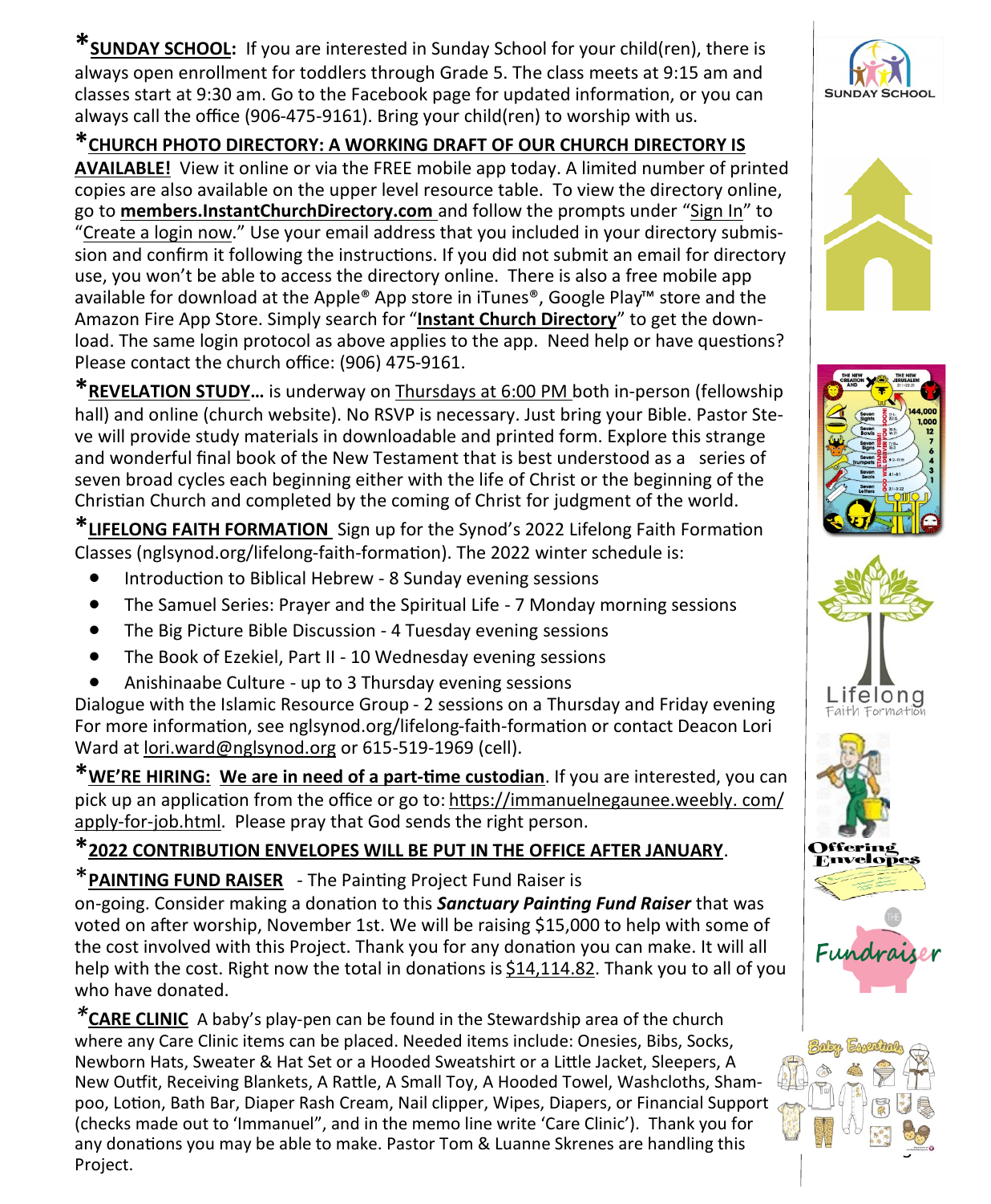***SUNDAY SCHOOL:** If you are interested in Sunday School for your child(ren), there is always open enrollment for toddlers through Grade 5. The class meets at 9:15 am and classes start at 9:30 am. Go to the Facebook page for updated information, or you can always call the office (906-475-9161). Bring your child(ren) to worship with us.

***CHURCH PHOTO DIRECTORY: A WORKING DRAFT OF OUR CHURCH DIRECTORY IS AVAILABLE!** View it online or via the FREE mobile app today. A limited number of printed copies are also available on the upper level resource table. To view the directory online, go to **members.InstantChurchDirectory.com** and follow the prompts under "Sign In" to "Create a login now." Use your email address that you included in your directory submission and confirm it following the instructions. If you did not submit an email for directory use, you won't be able to access the directory online. There is also a free mobile app available for download at the Apple® App store in iTunes®, Google Play™ store and the Amazon Fire App Store. Simply search for "**Instant Church Directory**" to get the download. The same login protocol as above applies to the app. Need help or have questions? Please contact the church office: (906) 475-9161.

***REVELATION STUDY…** is underway on Thursdays at 6:00 PM both in-person (fellowship hall) and online (church website). No RSVP is necessary. Just bring your Bible. Pastor Steve will provide study materials in downloadable and printed form. Explore this strange and wonderful final book of the New Testament that is best understood as a series of seven broad cycles each beginning either with the life of Christ or the beginning of the Christian Church and completed by the coming of Christ for judgment of the world.

***LIFELONG FAITH FORMATION** Sign up for the Synod's 2022 Lifelong Faith Formation Classes (nglsynod.org/lifelong-faith-formation). The 2022 winter schedule is:

- Introduction to Biblical Hebrew - 8 Sunday evening sessions
- The Samuel Series: Prayer and the Spiritual Life - 7 Monday morning sessions
- The Big Picture Bible Discussion - 4 Tuesday evening sessions
- The Book of Ezekiel, Part II - 10 Wednesday evening sessions
- Anishinaabe Culture - up to 3 Thursday evening sessions

Dialogue with the Islamic Resource Group - 2 sessions on a Thursday and Friday evening For more information, see nglsynod.org/lifelong-faith-formation or contact Deacon Lori Ward at lori.ward@nglsynod.org or 615-519-1969 (cell).

***WE'RE HIRING: We are in need of a part-time custodian**. If you are interested, you can pick up an application from the office or go to: https://immanuelnegaunee.weebly. com/apply-for-job.html. Please pray that God sends the right person.

***2022 CONTRIBUTION ENVELOPES WILL BE PUT IN THE OFFICE AFTER JANUARY**.

***PAINTING FUND RAISER** - The Painting Project Fund Raiser is on-going. Consider making a donation to this ***Sanctuary Painting Fund Raiser*** that was voted on after worship, November 1st. We will be raising $15,000 to help with some of the cost involved with this Project. Thank you for any donation you can make. It will all help with the cost. Right now the total in donations is $14,114.82. Thank you to all of you who have donated.

***CARE CLINIC** A baby's play-pen can be found in the Stewardship area of the church where any Care Clinic items can be placed. Needed items include: Onesies, Bibs, Socks, Newborn Hats, Sweater & Hat Set or a Hooded Sweatshirt or a Little Jacket, Sleepers, A New Outfit, Receiving Blankets, A Rattle, A Small Toy, A Hooded Towel, Washcloths, Shampoo, Lotion, Bath Bar, Diaper Rash Cream, Nail clipper, Wipes, Diapers, or Financial Support (checks made out to 'Immanuel", and in the memo line write 'Care Clinic'). Thank you for any donations you may be able to make. Pastor Tom & Luanne Skrenes are handling this Project.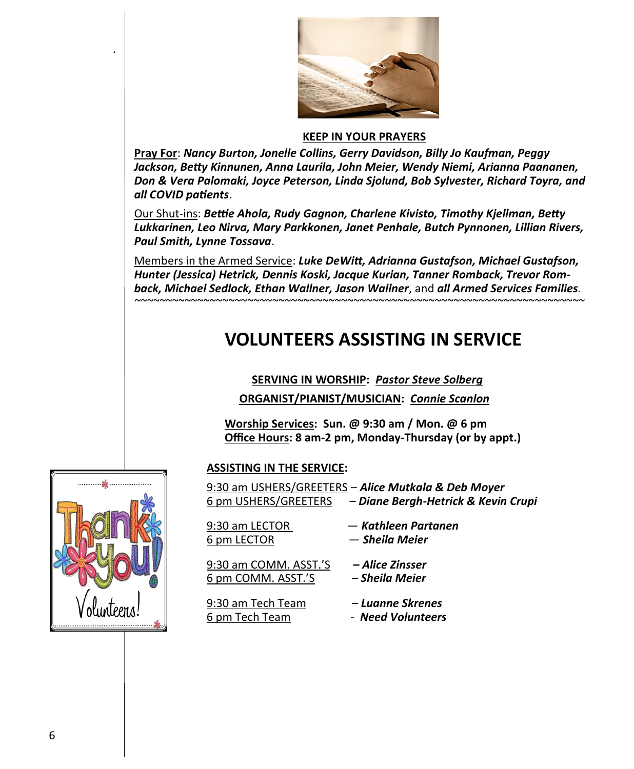**KEEP IN YOUR PRAYERS**

**Pray For**: ***Nancy Burton, Jonelle Collins, Gerry Davidson, Billy Jo Kaufman, Peggy Jackson, Betty Kinnunen, Anna Laurila, John Meier, Wendy Niemi, Arianna Paananen, Don & Vera Palomaki, Joyce Peterson, Linda Sjolund, Bob Sylvester, Richard Toyra, and all COVID patients***.

Our Shut-ins: ***Bettie Ahola, Rudy Gagnon, Charlene Kivisto, Timothy Kjellman, Betty Lukkarinen, Leo Nirva, Mary Parkkonen, Janet Penhale, Butch Pynnonen, Lillian Rivers, Paul Smith, Lynne Tossava***.

Members in the Armed Service: ***Luke DeWitt, Adrianna Gustafson, Michael Gustafson, Hunter (Jessica) Hetrick, Dennis Koski, Jacque Kurian, Tanner Romback, Trevor Romback, Michael Sedlock, Ethan Wallner, Jason Wallner***, and ***all Armed Services Families***.

~~~~~~~~~~~~~~~~~~~~~~~~~~~~~~~~~~~~~~~~~~~~~~~~~~~~~~~~~~~~~~~~~~~~~~~~~~~~~~~~~~~

# VOLUNTEERS ASSISTING IN SERVICE

**SERVING IN WORSHIP:** ***Pastor Steve Solberg***

**ORGANIST/PIANIST/MUSICIAN:** ***Connie Scanlon***

**Worship Services: Sun. @ 9:30 am / Mon. @ 6 pm**
**Office Hours: 8 am-2 pm, Monday-Thursday (or by appt.)**

**ASSISTING IN THE SERVICE:**

9:30 am USHERS/GREETERS – ***Alice Mutkala & Deb Moyer***
6 pm USHERS/GREETERS – ***Diane Bergh-Hetrick & Kevin Crupi***

9:30 am LECTOR — ***Kathleen Partanen***
6 pm LECTOR — ***Sheila Meier***

9:30 am COMM. ASST.'S – ***Alice Zinsser***
6 pm COMM. ASST.'S – ***Sheila Meier***

9:30 am Tech Team – ***Luanne Skrenes***
6 pm Tech Team - ***Need Volunteers***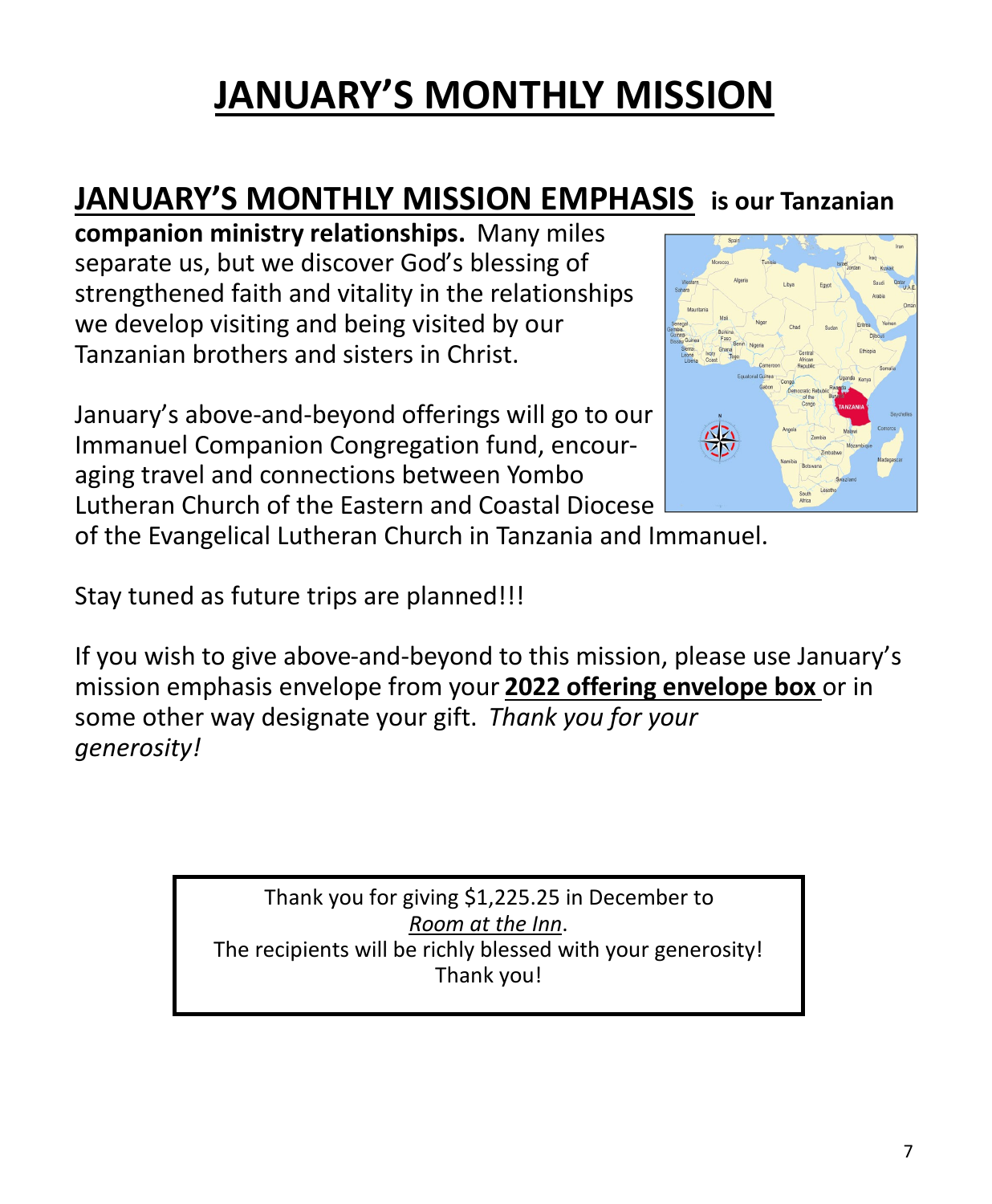# JANUARY'S MONTHLY MISSION

**JANUARY'S MONTHLY MISSION EMPHASIS is our Tanzanian companion ministry relationships.** Many miles separate us, but we discover God's blessing of strengthened faith and vitality in the relationships we develop visiting and being visited by our Tanzanian brothers and sisters in Christ.

January's above-and-beyond offerings will go to our Immanuel Companion Congregation fund, encouraging travel and connections between Yombo Lutheran Church of the Eastern and Coastal Diocese of the Evangelical Lutheran Church in Tanzania and Immanuel.

Stay tuned as future trips are planned!!!

If you wish to give above-and-beyond to this mission, please use January's mission emphasis envelope from your **2022 offering envelope box** or in some other way designate your gift. *Thank you for your generosity!*

Thank you for giving $1,225.25 in December to *Room at the Inn*.
The recipients will be richly blessed with your generosity!
Thank you!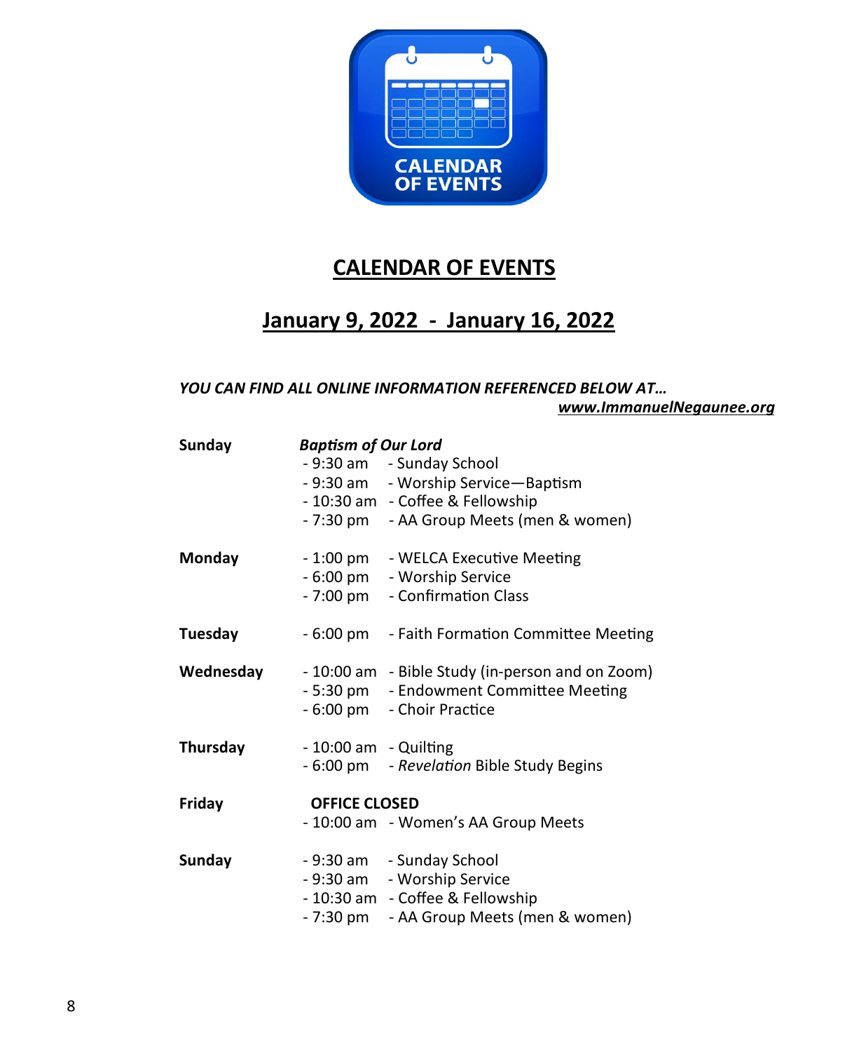# CALENDAR OF EVENTS

## January 9, 2022 - January 16, 2022

***YOU CAN FIND ALL ONLINE INFORMATION REFERENCED BELOW AT…***
***www.ImmanuelNegaunee.org***

| | | |
|---|---|---|
| **Sunday** | ***Baptism of Our Lord*** | |
| | - 9:30 am | - Sunday School |
| | - 9:30 am | - Worship Service—Baptism |
| | - 10:30 am | - Coffee & Fellowship |
| | - 7:30 pm | - AA Group Meets (men & women) |
| **Monday** | - 1:00 pm | - WELCA Executive Meeting |
| | - 6:00 pm | - Worship Service |
| | - 7:00 pm | - Confirmation Class |
| **Tuesday** | - 6:00 pm | - Faith Formation Committee Meeting |
| **Wednesday** | - 10:00 am | - Bible Study (in-person and on Zoom) |
| | - 5:30 pm | - Endowment Committee Meeting |
| | - 6:00 pm | - Choir Practice |
| **Thursday** | - 10:00 am | - Quilting |
| | - 6:00 pm | - *Revelation* Bible Study Begins |
| **Friday** | **OFFICE CLOSED** | |
| | - 10:00 am | - Women's AA Group Meets |
| **Sunday** | - 9:30 am | - Sunday School |
| | - 9:30 am | - Worship Service |
| | - 10:30 am | - Coffee & Fellowship |
| | - 7:30 pm | - AA Group Meets (men & women) |